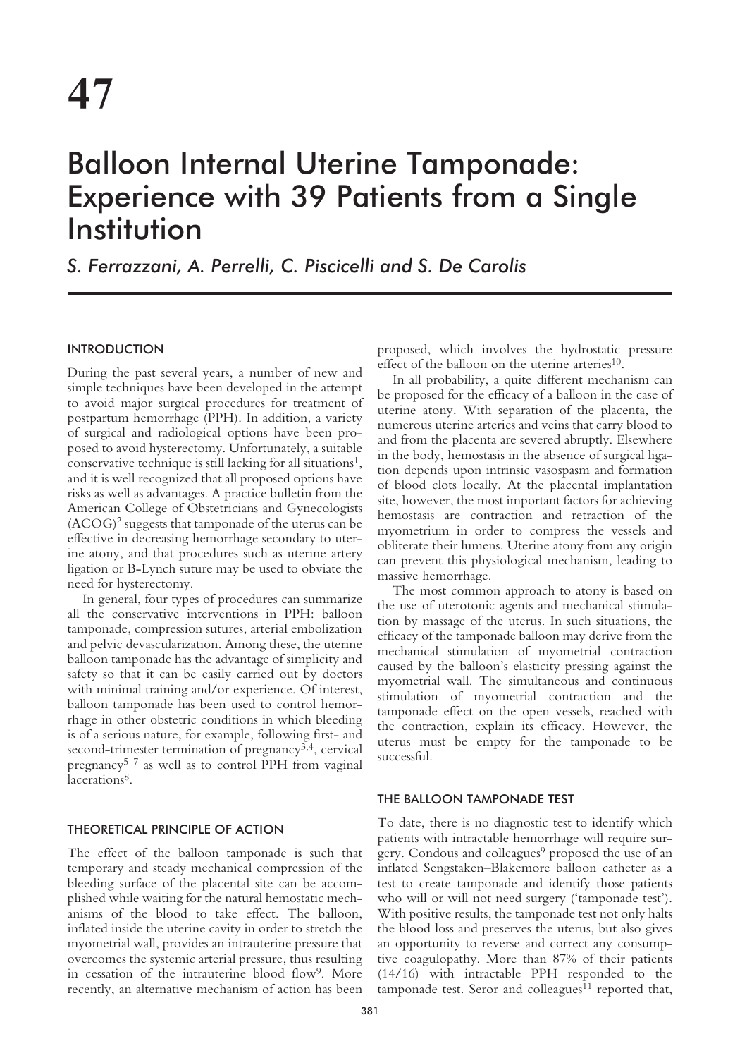# 47

# Balloon Internal Uterine Tamponade: Experience with 39 Patients from a Single Institution

*S. Ferrazzani, A. Perrelli, C. Piscicelli and S. De Carolis*

## INTRODUCTION

During the past several years, a number of new and simple techniques have been developed in the attempt to avoid major surgical procedures for treatment of postpartum hemorrhage (PPH). In addition, a variety of surgical and radiological options have been proposed to avoid hysterectomy. Unfortunately, a suitable conservative technique is still lacking for all situations[1], and it is well recognized that all proposed options have risks as well as advantages. A practice bulletin from the American College of Obstetricians and Gynecologists (ACOG)[2] suggests that tamponade of the uterus can be effective in decreasing hemorrhage secondary to uterine atony, and that procedures such as uterine artery ligation or B-Lynch suture may be used to obviate the need for hysterectomy.

In general, four types of procedures can summarize all the conservative interventions in PPH: balloon tamponade, compression sutures, arterial embolization and pelvic devascularization. Among these, the uterine balloon tamponade has the advantage of simplicity and safety so that it can be easily carried out by doctors with minimal training and/or experience. Of interest, balloon tamponade has been used to control hemorrhage in other obstetric conditions in which bleeding is of a serious nature, for example, following first- and second-trimester termination of pregnancy[3,4], cervical pregnancy[5–7] as well as to control PPH from vaginal lacerations[8].

## THEORETICAL PRINCIPLE OF ACTION

The effect of the balloon tamponade is such that temporary and steady mechanical compression of the bleeding surface of the placental site can be accomplished while waiting for the natural hemostatic mechanisms of the blood to take effect. The balloon, inflated inside the uterine cavity in order to stretch the myometrial wall, provides an intrauterine pressure that overcomes the systemic arterial pressure, thus resulting in cessation of the intrauterine blood flow[9]. More recently, an alternative mechanism of action has been proposed, which involves the hydrostatic pressure effect of the balloon on the uterine arteries[10].

In all probability, a quite different mechanism can be proposed for the efficacy of a balloon in the case of uterine atony. With separation of the placenta, the numerous uterine arteries and veins that carry blood to and from the placenta are severed abruptly. Elsewhere in the body, hemostasis in the absence of surgical ligation depends upon intrinsic vasospasm and formation of blood clots locally. At the placental implantation site, however, the most important factors for achieving hemostasis are contraction and retraction of the myometrium in order to compress the vessels and obliterate their lumens. Uterine atony from any origin can prevent this physiological mechanism, leading to massive hemorrhage.

The most common approach to atony is based on the use of uterotonic agents and mechanical stimulation by massage of the uterus. In such situations, the efficacy of the tamponade balloon may derive from the mechanical stimulation of myometrial contraction caused by the balloon's elasticity pressing against the myometrial wall. The simultaneous and continuous stimulation of myometrial contraction and the tamponade effect on the open vessels, reached with the contraction, explain its efficacy. However, the uterus must be empty for the tamponade to be successful.

## THE BALLOON TAMPONADE TEST

To date, there is no diagnostic test to identify which patients with intractable hemorrhage will require surgery. Condous and colleagues[9] proposed the use of an inflated Sengstaken–Blakemore balloon catheter as a test to create tamponade and identify those patients who will or will not need surgery ('tamponade test'). With positive results, the tamponade test not only halts the blood loss and preserves the uterus, but also gives an opportunity to reverse and correct any consumptive coagulopathy. More than 87% of their patients (14/16) with intractable PPH responded to the tamponade test. Seror and colleagues[11] reported that,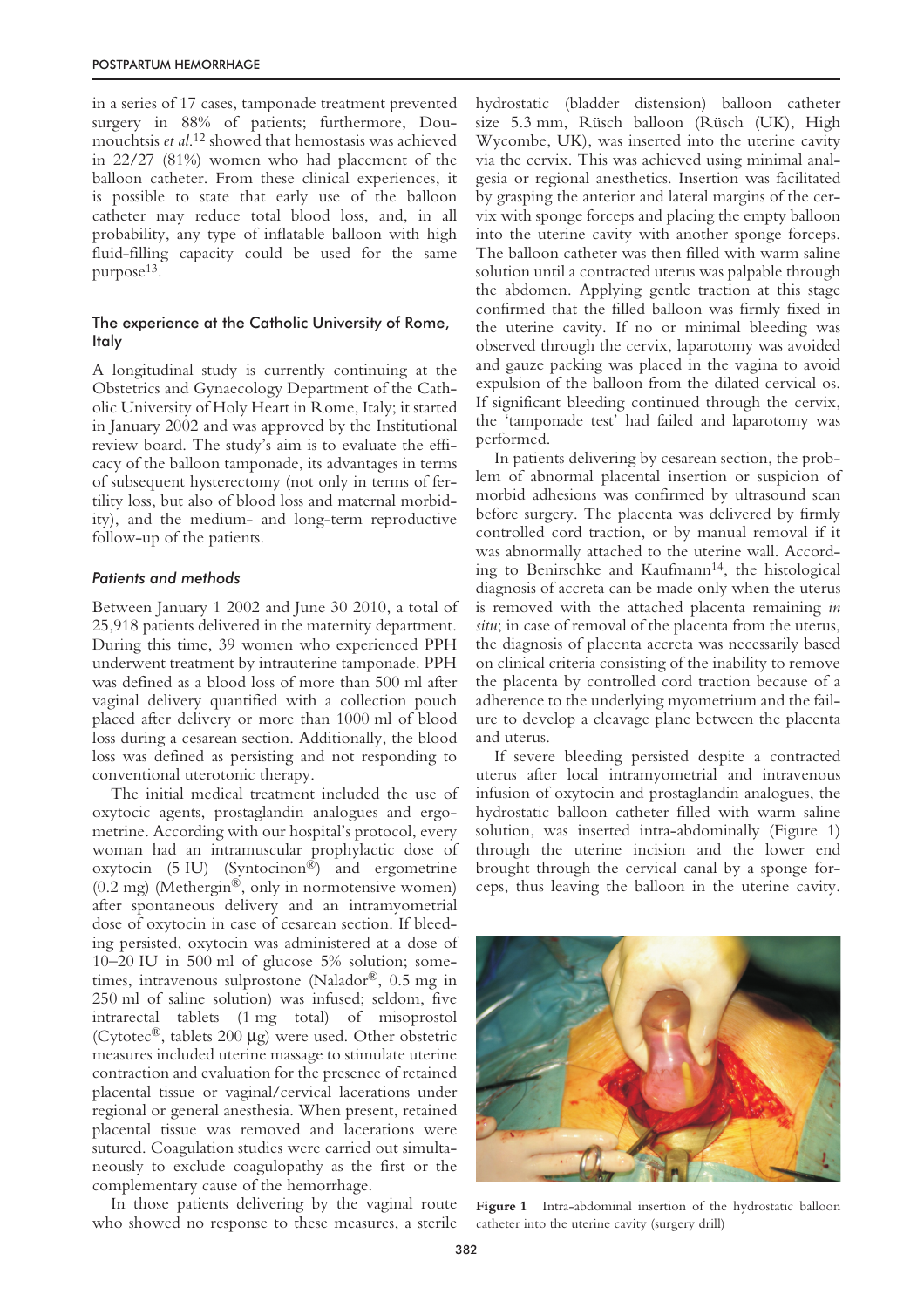in a series of 17 cases, tamponade treatment prevented surgery in 88% of patients; furthermore, Doumouchtsis *et al.*[12] showed that hemostasis was achieved in 22/27 (81%) women who had placement of the balloon catheter. From these clinical experiences, it is possible to state that early use of the balloon catheter may reduce total blood loss, and, in all probability, any type of inflatable balloon with high fluid-filling capacity could be used for the same purpose[13].

## The experience at the Catholic University of Rome, Italy

A longitudinal study is currently continuing at the Obstetrics and Gynaecology Department of the Catholic University of Holy Heart in Rome, Italy; it started in January 2002 and was approved by the Institutional review board. The study's aim is to evaluate the efficacy of the balloon tamponade, its advantages in terms of subsequent hysterectomy (not only in terms of fertility loss, but also of blood loss and maternal morbidity), and the medium- and long-term reproductive follow-up of the patients.

### *Patients and methods*

Between January 1 2002 and June 30 2010, a total of 25,918 patients delivered in the maternity department. During this time, 39 women who experienced PPH underwent treatment by intrauterine tamponade. PPH was defined as a blood loss of more than 500 ml after vaginal delivery quantified with a collection pouch placed after delivery or more than 1000 ml of blood loss during a cesarean section. Additionally, the blood loss was defined as persisting and not responding to conventional uterotonic therapy.

The initial medical treatment included the use of oxytocic agents, prostaglandin analogues and ergometrine. According with our hospital's protocol, every woman had an intramuscular prophylactic dose of oxytocin (5 IU) (Syntocinon®) and ergometrine (0.2 mg) (Methergin®, only in normotensive women) after spontaneous delivery and an intramyometrial dose of oxytocin in case of cesarean section. If bleeding persisted, oxytocin was administered at a dose of 10–20 IU in 500 ml of glucose 5% solution; sometimes, intravenous sulprostone (Nalador®, 0.5 mg in 250 ml of saline solution) was infused; seldom, five intrarectal tablets (1 mg total) of misoprostol (Cytotec®, tablets 200 μg) were used. Other obstetric measures included uterine massage to stimulate uterine contraction and evaluation for the presence of retained placental tissue or vaginal/cervical lacerations under regional or general anesthesia. When present, retained placental tissue was removed and lacerations were sutured. Coagulation studies were carried out simultaneously to exclude coagulopathy as the first or the complementary cause of the hemorrhage.

In those patients delivering by the vaginal route who showed no response to these measures, a sterile hydrostatic (bladder distension) balloon catheter size 5.3 mm, Rüsch balloon (Rüsch (UK), High Wycombe, UK), was inserted into the uterine cavity via the cervix. This was achieved using minimal analgesia or regional anesthetics. Insertion was facilitated by grasping the anterior and lateral margins of the cervix with sponge forceps and placing the empty balloon into the uterine cavity with another sponge forceps. The balloon catheter was then filled with warm saline solution until a contracted uterus was palpable through the abdomen. Applying gentle traction at this stage confirmed that the filled balloon was firmly fixed in the uterine cavity. If no or minimal bleeding was observed through the cervix, laparotomy was avoided and gauze packing was placed in the vagina to avoid expulsion of the balloon from the dilated cervical os. If significant bleeding continued through the cervix, the 'tamponade test' had failed and laparotomy was performed.

In patients delivering by cesarean section, the problem of abnormal placental insertion or suspicion of morbid adhesions was confirmed by ultrasound scan before surgery. The placenta was delivered by firmly controlled cord traction, or by manual removal if it was abnormally attached to the uterine wall. According to Benirschke and Kaufmann[14], the histological diagnosis of accreta can be made only when the uterus is removed with the attached placenta remaining *in situ*; in case of removal of the placenta from the uterus, the diagnosis of placenta accreta was necessarily based on clinical criteria consisting of the inability to remove the placenta by controlled cord traction because of a adherence to the underlying myometrium and the failure to develop a cleavage plane between the placenta and uterus.

If severe bleeding persisted despite a contracted uterus after local intramyometrial and intravenous infusion of oxytocin and prostaglandin analogues, the hydrostatic balloon catheter filled with warm saline solution, was inserted intra-abdominally (Figure 1) through the uterine incision and the lower end brought through the cervical canal by a sponge forceps, thus leaving the balloon in the uterine cavity.

**Figure 1** Intra-abdominal insertion of the hydrostatic balloon catheter into the uterine cavity (surgery drill)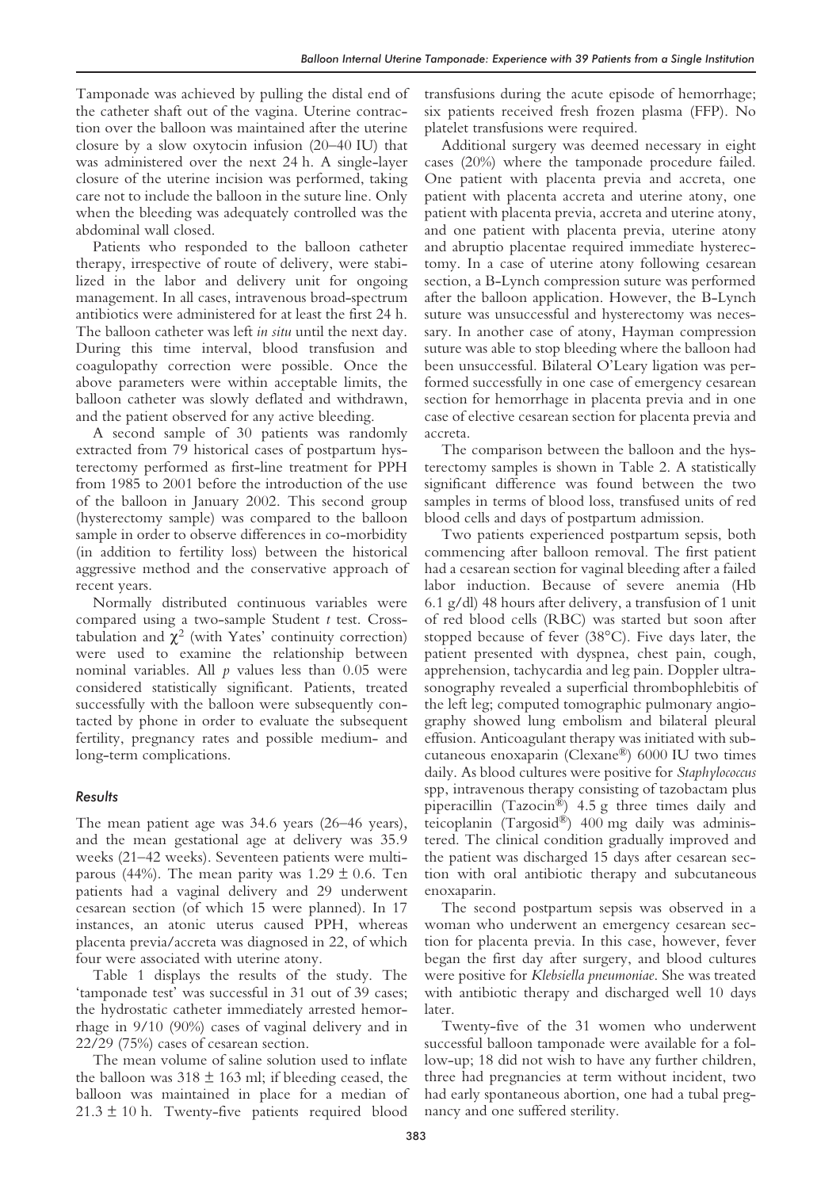Tamponade was achieved by pulling the distal end of the catheter shaft out of the vagina. Uterine contraction over the balloon was maintained after the uterine closure by a slow oxytocin infusion (20–40 IU) that was administered over the next 24 h. A single-layer closure of the uterine incision was performed, taking care not to include the balloon in the suture line. Only when the bleeding was adequately controlled was the abdominal wall closed.

Patients who responded to the balloon catheter therapy, irrespective of route of delivery, were stabilized in the labor and delivery unit for ongoing management. In all cases, intravenous broad-spectrum antibiotics were administered for at least the first 24 h. The balloon catheter was left *in situ* until the next day. During this time interval, blood transfusion and coagulopathy correction were possible. Once the above parameters were within acceptable limits, the balloon catheter was slowly deflated and withdrawn, and the patient observed for any active bleeding.

A second sample of 30 patients was randomly extracted from 79 historical cases of postpartum hysterectomy performed as first-line treatment for PPH from 1985 to 2001 before the introduction of the use of the balloon in January 2002. This second group (hysterectomy sample) was compared to the balloon sample in order to observe differences in co-morbidity (in addition to fertility loss) between the historical aggressive method and the conservative approach of recent years.

Normally distributed continuous variables were compared using a two-sample Student *t* test. Cross-tabulation and $\chi^2$ (with Yates' continuity correction) were used to examine the relationship between nominal variables. All *p* values less than 0.05 were considered statistically significant. Patients, treated successfully with the balloon were subsequently contacted by phone in order to evaluate the subsequent fertility, pregnancy rates and possible medium- and long-term complications.

### Results

The mean patient age was 34.6 years (26–46 years), and the mean gestational age at delivery was 35.9 weeks (21–42 weeks). Seventeen patients were multiparous (44%). The mean parity was $1.29 \pm 0.6$. Ten patients had a vaginal delivery and 29 underwent cesarean section (of which 15 were planned). In 17 instances, an atonic uterus caused PPH, whereas placenta previa/accreta was diagnosed in 22, of which four were associated with uterine atony.

Table 1 displays the results of the study. The 'tamponade test' was successful in 31 out of 39 cases; the hydrostatic catheter immediately arrested hemorrhage in 9/10 (90%) cases of vaginal delivery and in 22/29 (75%) cases of cesarean section.

The mean volume of saline solution used to inflate the balloon was $318 \pm 163$ ml; if bleeding ceased, the balloon was maintained in place for a median of $21.3 \pm 10$ h. Twenty-five patients required blood transfusions during the acute episode of hemorrhage; six patients received fresh frozen plasma (FFP). No platelet transfusions were required.

Additional surgery was deemed necessary in eight cases (20%) where the tamponade procedure failed. One patient with placenta previa and accreta, one patient with placenta accreta and uterine atony, one patient with placenta previa, accreta and uterine atony, and one patient with placenta previa, uterine atony and abruptio placentae required immediate hysterectomy. In a case of uterine atony following cesarean section, a B-Lynch compression suture was performed after the balloon application. However, the B-Lynch suture was unsuccessful and hysterectomy was necessary. In another case of atony, Hayman compression suture was able to stop bleeding where the balloon had been unsuccessful. Bilateral O'Leary ligation was performed successfully in one case of emergency cesarean section for hemorrhage in placenta previa and in one case of elective cesarean section for placenta previa and accreta.

The comparison between the balloon and the hysterectomy samples is shown in Table 2. A statistically significant difference was found between the two samples in terms of blood loss, transfused units of red blood cells and days of postpartum admission.

Two patients experienced postpartum sepsis, both commencing after balloon removal. The first patient had a cesarean section for vaginal bleeding after a failed labor induction. Because of severe anemia (Hb 6.1 g/dl) 48 hours after delivery, a transfusion of 1 unit of red blood cells (RBC) was started but soon after stopped because of fever (38°C). Five days later, the patient presented with dyspnea, chest pain, cough, apprehension, tachycardia and leg pain. Doppler ultrasonography revealed a superficial thrombophlebitis of the left leg; computed tomographic pulmonary angiography showed lung embolism and bilateral pleural effusion. Anticoagulant therapy was initiated with subcutaneous enoxaparin (Clexane®) 6000 IU two times daily. As blood cultures were positive for *Staphylococcus* spp, intravenous therapy consisting of tazobactam plus piperacillin (Tazocin®) 4.5 g three times daily and teicoplanin (Targosid®) 400 mg daily was administered. The clinical condition gradually improved and the patient was discharged 15 days after cesarean section with oral antibiotic therapy and subcutaneous enoxaparin.

The second postpartum sepsis was observed in a woman who underwent an emergency cesarean section for placenta previa. In this case, however, fever began the first day after surgery, and blood cultures were positive for *Klebsiella pneumoniae*. She was treated with antibiotic therapy and discharged well 10 days later.

Twenty-five of the 31 women who underwent successful balloon tamponade were available for a follow-up; 18 did not wish to have any further children, three had pregnancies at term without incident, two had early spontaneous abortion, one had a tubal pregnancy and one suffered sterility.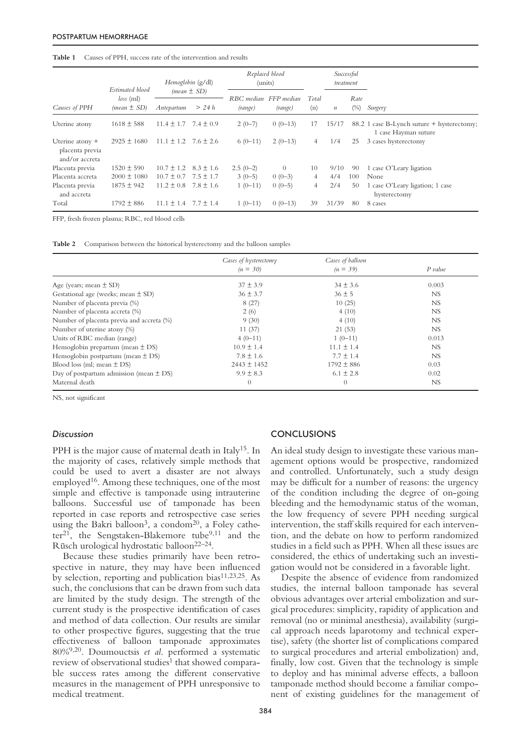**Table 1** Causes of PPH, success rate of the intervention and results

| Causes of PPH | Estimated blood loss (ml) (mean ± SD) | Hemoglobin (g/dl) (mean ± SD) | | Replaced blood (units) | | Total (n) | Successful treatment | | Surgery |
|---|---|---|---|---|---|---|---|---|---|
| | | Antepartum | > 24 h | RBC median (range) | FFP median (range) | | n | Rate (%) | |
| Uterine atony | 1618 ± 588 | 11.4 ± 1.7 | 7.4 ± 0.9 | 2 (0–7) | 0 (0–13) | 17 | 15/17 | 88.2 | 1 case B-Lynch suture + hysterectomy; 1 case Hayman suture |
| Uterine atony + placenta previa and/or accreta | 2925 ± 1680 | 11.1 ± 1.2 | 7.6 ± 2.6 | 6 (0–11) | 2 (0–13) | 4 | 1/4 | 25 | 3 cases hysterectomy |
| Placenta previa | 1520 ± 590 | 10.7 ± 1.2 | 8.3 ± 1.6 | 2.5 (0–2) | 0 | 10 | 9/10 | 90 | 1 case O'Leary ligation |
| Placenta accreta | 2000 ± 1080 | 10.7 ± 0.7 | 7.5 ± 1.7 | 3 (0–5) | 0 (0–3) | 4 | 4/4 | 100 | None |
| Placenta previa and accreta | 1875 ± 942 | 11.2 ± 0.8 | 7.8 ± 1.6 | 1 (0–11) | 0 (0–5) | 4 | 2/4 | 50 | 1 case O'Leary ligation; 1 case hysterectomy |
| Total | 1792 ± 886 | 11.1 ± 1.4 | 7.7 ± 1.4 | 1 (0–11) | 0 (0–13) | 39 | 31/39 | 80 | 8 cases |

FFP, fresh frozen plasma; RBC, red blood cells

**Table 2** Comparison between the historical hysterectomy and the balloon samples

| | Cases of hysterectomy (n = 30) | Cases of balloon (n = 39) | P value |
|---|---|---|---|
| Age (years; mean ± SD) | 37 ± 3.9 | 34 ± 3.6 | 0.003 |
| Gestational age (weeks; mean ± SD) | 36 ± 3.7 | 36 ± 5 | NS |
| Number of placenta previa (%) | 8 (27) | 10 (25) | NS |
| Number of placenta accreta (%) | 2 (6) | 4 (10) | NS |
| Number of placenta previa and accreta (%) | 9 (30) | 4 (10) | NS |
| Number of uterine atony (%) | 11 (37) | 21 (53) | NS |
| Units of RBC median (range) | 4 (0–11) | 1 (0–11) | 0.013 |
| Hemoglobin prepartum (mean ± DS) | 10.9 ± 1.4 | 11.1 ± 1.4 | NS |
| Hemoglobin postpartum (mean ± DS) | 7.8 ± 1.6 | 7.7 ± 1.4 | NS |
| Blood loss (ml; mean ± DS) | 2443 ± 1452 | 1792 ± 886 | 0.03 |
| Day of postpartum admission (mean ± DS) | 9.9 ± 8.3 | 6.1 ± 2.8 | 0.02 |
| Maternal death | 0 | 0 | NS |

NS, not significant

### Discussion

PPH is the major cause of maternal death in Italy[15]. In the majority of cases, relatively simple methods that could be used to avert a disaster are not always employed[16]. Among these techniques, one of the most simple and effective is tamponade using intrauterine balloons. Successful use of tamponade has been reported in case reports and retrospective case series using the Bakri balloon[3], a condom[20], a Foley catheter[21], the Sengstaken-Blakemore tube[9,11] and the Rüsch urological hydrostatic balloon[22–24].

Because these studies primarily have been retrospective in nature, they may have been influenced by selection, reporting and publication bias[11,23,25]. As such, the conclusions that can be drawn from such data are limited by the study design. The strength of the current study is the prospective identification of cases and method of data collection. Our results are similar to other prospective figures, suggesting that the true effectiveness of balloon tamponade approximates 80%[9,20]. Doumouctsis *et al*. performed a systematic review of observational studies[1] that showed comparable success rates among the different conservative measures in the management of PPH unresponsive to medical treatment.

## CONCLUSIONS

An ideal study design to investigate these various management options would be prospective, randomized and controlled. Unfortunately, such a study design may be difficult for a number of reasons: the urgency of the condition including the degree of on-going bleeding and the hemodynamic status of the woman, the low frequency of severe PPH needing surgical intervention, the staff skills required for each intervention, and the debate on how to perform randomized studies in a field such as PPH. When all these issues are considered, the ethics of undertaking such an investigation would not be considered in a favorable light.

Despite the absence of evidence from randomized studies, the internal balloon tamponade has several obvious advantages over arterial embolization and surgical procedures: simplicity, rapidity of application and removal (no or minimal anesthesia), availability (surgical approach needs laparotomy and technical expertise), safety (the shorter list of complications compared to surgical procedures and arterial embolization) and, finally, low cost. Given that the technology is simple to deploy and has minimal adverse effects, a balloon tamponade method should become a familiar component of existing guidelines for the management of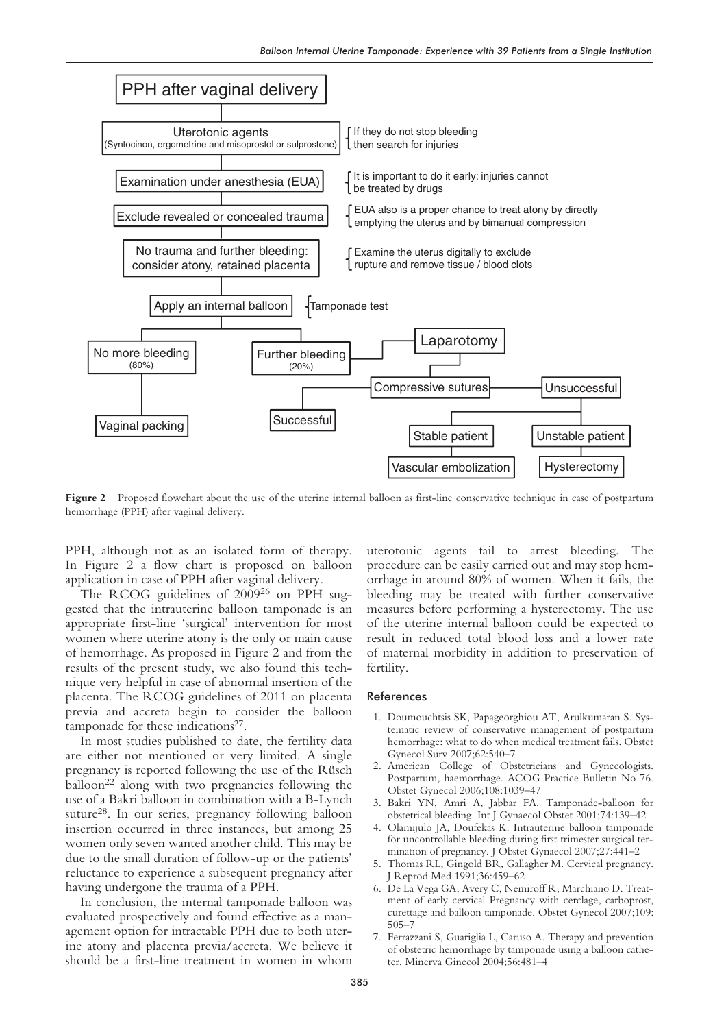PPH after vaginal delivery

Uterotonic agents (Syntocinon, ergometrine and misoprostol or sulprostone) — If they do not stop bleeding then search for injuries

Examination under anesthesia (EUA) — It is important to do it early: injuries cannot be treated by drugs

Exclude revealed or concealed trauma — EUA also is a proper chance to treat atony by directly emptying the uterus and by bimanual compression

No trauma and further bleeding: consider atony, retained placenta — Examine the uterus digitally to exclude rupture and remove tissue / blood clots

Apply an internal balloon — Tamponade test

No more bleeding (80%) → Vaginal packing

Further bleeding (20%) → Laparotomy → Compressive sutures → Successful / Unsuccessful

Unsuccessful → Stable patient → Vascular embolization; Unstable patient → Hysterectomy

**Figure 2** Proposed flowchart about the use of the uterine internal balloon as first-line conservative technique in case of postpartum hemorrhage (PPH) after vaginal delivery.

PPH, although not as an isolated form of therapy. In Figure 2 a flow chart is proposed on balloon application in case of PPH after vaginal delivery.

The RCOG guidelines of 2009[26] on PPH suggested that the intrauterine balloon tamponade is an appropriate first-line 'surgical' intervention for most women where uterine atony is the only or main cause of hemorrhage. As proposed in Figure 2 and from the results of the present study, we also found this technique very helpful in case of abnormal insertion of the placenta. The RCOG guidelines of 2011 on placenta previa and accreta begin to consider the balloon tamponade for these indications[27].

In most studies published to date, the fertility data are either not mentioned or very limited. A single pregnancy is reported following the use of the Rüsch balloon[22] along with two pregnancies following the use of a Bakri balloon in combination with a B-Lynch suture[28]. In our series, pregnancy following balloon insertion occurred in three instances, but among 25 women only seven wanted another child. This may be due to the small duration of follow-up or the patients' reluctance to experience a subsequent pregnancy after having undergone the trauma of a PPH.

In conclusion, the internal tamponade balloon was evaluated prospectively and found effective as a management option for intractable PPH due to both uterine atony and placenta previa/accreta. We believe it should be a first-line treatment in women in whom uterotonic agents fail to arrest bleeding. The procedure can be easily carried out and may stop hemorrhage in around 80% of women. When it fails, the bleeding may be treated with further conservative measures before performing a hysterectomy. The use of the uterine internal balloon could be expected to result in reduced total blood loss and a lower rate of maternal morbidity in addition to preservation of fertility.

## References

1. Doumouchtsis SK, Papageorghiou AT, Arulkumaran S. Systematic review of conservative management of postpartum hemorrhage: what to do when medical treatment fails. Obstet Gynecol Surv 2007;62:540–7
2. American College of Obstetricians and Gynecologists. Postpartum, haemorrhage. ACOG Practice Bulletin No 76. Obstet Gynecol 2006;108:1039–47
3. Bakri YN, Amri A, Jabbar FA. Tamponade-balloon for obstetrical bleeding. Int J Gynaecol Obstet 2001;74:139–42
4. Olamijulo JA, Doufekas K. Intrauterine balloon tamponade for uncontrollable bleeding during first trimester surgical termination of pregnancy. J Obstet Gynaecol 2007;27:441–2
5. Thomas RL, Gingold BR, Gallagher M. Cervical pregnancy. J Reprod Med 1991;36:459–62
6. De La Vega GA, Avery C, Nemiroff R, Marchiano D. Treatment of early cervical Pregnancy with cerclage, carboprost, curettage and balloon tamponade. Obstet Gynecol 2007;109:505–7
7. Ferrazzani S, Guariglia L, Caruso A. Therapy and prevention of obstetric hemorrhage by tamponade using a balloon catheter. Minerva Ginecol 2004;56:481–4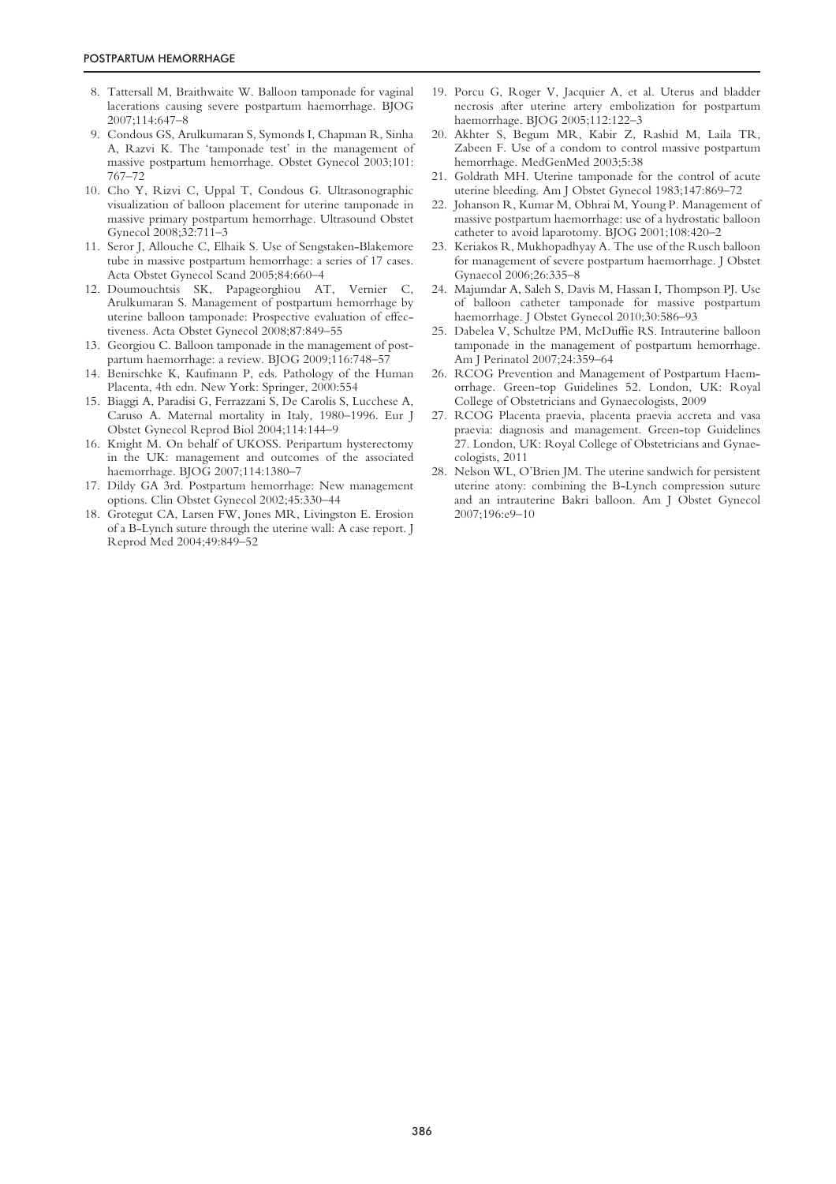8. Tattersall M, Braithwaite W. Balloon tamponade for vaginal lacerations causing severe postpartum haemorrhage. BJOG 2007;114:647–8
9. Condous GS, Arulkumaran S, Symonds I, Chapman R, Sinha A, Razvi K. The 'tamponade test' in the management of massive postpartum hemorrhage. Obstet Gynecol 2003;101: 767–72
10. Cho Y, Rizvi C, Uppal T, Condous G. Ultrasonographic visualization of balloon placement for uterine tamponade in massive primary postpartum hemorrhage. Ultrasound Obstet Gynecol 2008;32:711–3
11. Seror J, Allouche C, Elhaik S. Use of Sengstaken-Blakemore tube in massive postpartum hemorrhage: a series of 17 cases. Acta Obstet Gynecol Scand 2005;84:660–4
12. Doumouchtsis SK, Papageorghiou AT, Vernier C, Arulkumaran S. Management of postpartum hemorrhage by uterine balloon tamponade: Prospective evaluation of effectiveness. Acta Obstet Gynecol 2008;87:849–55
13. Georgiou C. Balloon tamponade in the management of postpartum haemorrhage: a review. BJOG 2009;116:748–57
14. Benirschke K, Kaufmann P, eds. Pathology of the Human Placenta, 4th edn. New York: Springer, 2000:554
15. Biaggi A, Paradisi G, Ferrazzani S, De Carolis S, Lucchese A, Caruso A. Maternal mortality in Italy, 1980–1996. Eur J Obstet Gynecol Reprod Biol 2004;114:144–9
16. Knight M. On behalf of UKOSS. Peripartum hysterectomy in the UK: management and outcomes of the associated haemorrhage. BJOG 2007;114:1380–7
17. Dildy GA 3rd. Postpartum hemorrhage: New management options. Clin Obstet Gynecol 2002;45:330–44
18. Grotegut CA, Larsen FW, Jones MR, Livingston E. Erosion of a B-Lynch suture through the uterine wall: A case report. J Reprod Med 2004;49:849–52
19. Porcu G, Roger V, Jacquier A, et al. Uterus and bladder necrosis after uterine artery embolization for postpartum haemorrhage. BJOG 2005;112:122–3
20. Akhter S, Begum MR, Kabir Z, Rashid M, Laila TR, Zabeen F. Use of a condom to control massive postpartum hemorrhage. MedGenMed 2003;5:38
21. Goldrath MH. Uterine tamponade for the control of acute uterine bleeding. Am J Obstet Gynecol 1983;147:869–72
22. Johanson R, Kumar M, Obhrai M, Young P. Management of massive postpartum haemorrhage: use of a hydrostatic balloon catheter to avoid laparotomy. BJOG 2001;108:420–2
23. Keriakos R, Mukhopadhyay A. The use of the Rusch balloon for management of severe postpartum haemorrhage. J Obstet Gynaecol 2006;26:335–8
24. Majumdar A, Saleh S, Davis M, Hassan I, Thompson PJ. Use of balloon catheter tamponade for massive postpartum haemorrhage. J Obstet Gynecol 2010;30:586–93
25. Dabelea V, Schultze PM, McDuffie RS. Intrauterine balloon tamponade in the management of postpartum hemorrhage. Am J Perinatol 2007;24:359–64
26. RCOG Prevention and Management of Postpartum Haemorrhage. Green-top Guidelines 52. London, UK: Royal College of Obstetricians and Gynaecologists, 2009
27. RCOG Placenta praevia, placenta praevia accreta and vasa praevia: diagnosis and management. Green-top Guidelines 27. London, UK: Royal College of Obstetricians and Gynaecologists, 2011
28. Nelson WL, O'Brien JM. The uterine sandwich for persistent uterine atony: combining the B-Lynch compression suture and an intrauterine Bakri balloon. Am J Obstet Gynecol 2007;196:e9–10